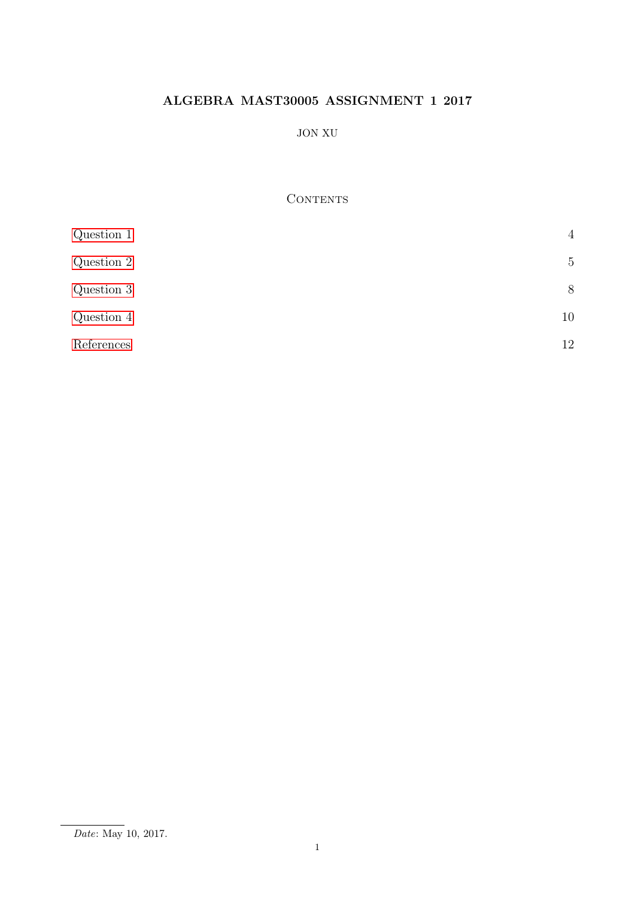# ALGEBRA MAST30005 ASSIGNMENT 1 2017

JON XU

## Contents

| | |
|---|---|
| Question 1 | 4 |
| Question 2 | 5 |
| Question 3 | 8 |
| Question 4 | 10 |
| References | 12 |

*Date*: May 10, 2017.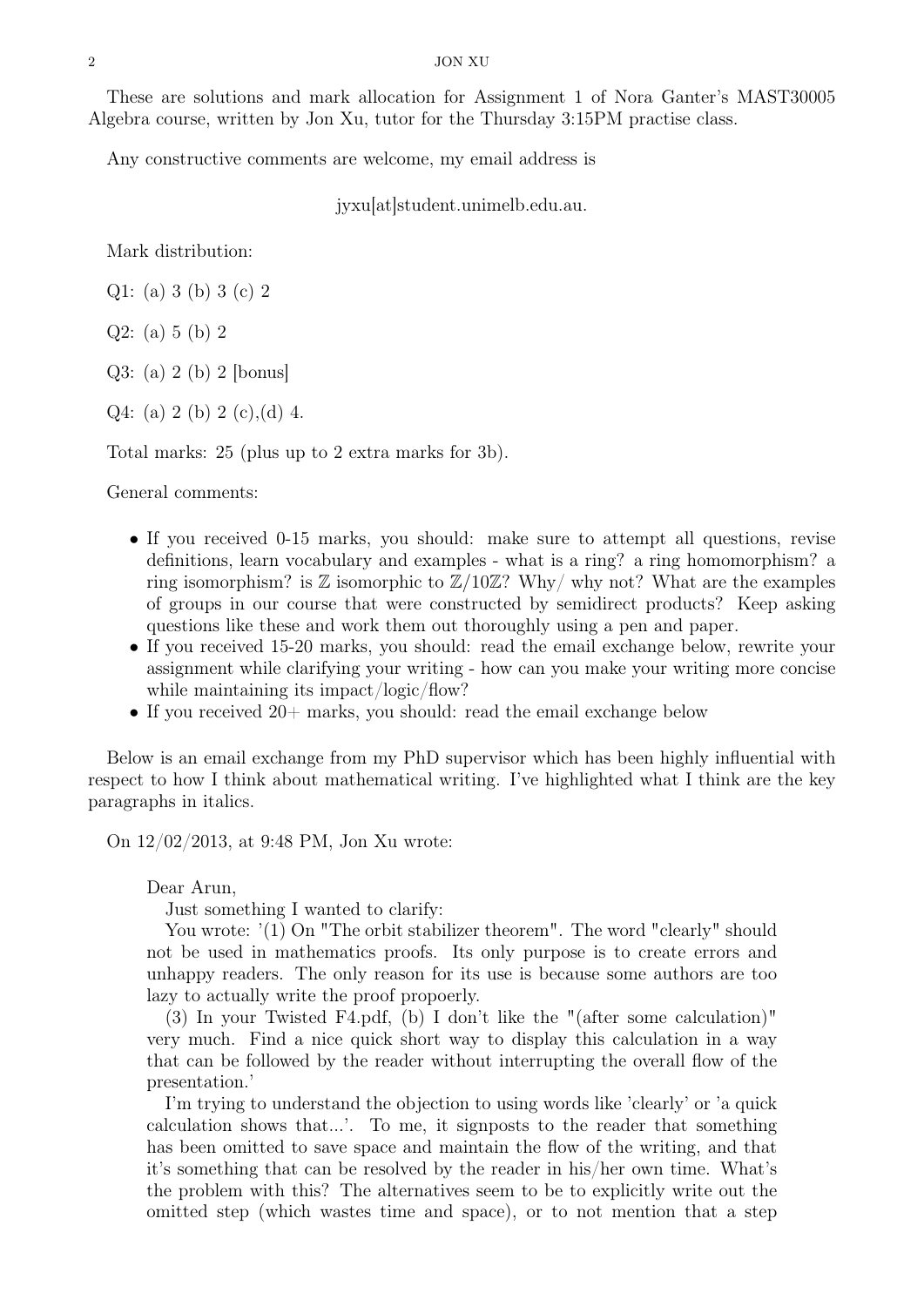These are solutions and mark allocation for Assignment 1 of Nora Ganter's MAST30005 Algebra course, written by Jon Xu, tutor for the Thursday 3:15PM practise class.

Any constructive comments are welcome, my email address is

jyxu[at]student.unimelb.edu.au.

Mark distribution:

Q1: (a) 3 (b) 3 (c) 2

Q2: (a) 5 (b) 2

Q3: (a) 2 (b) 2 [bonus]

Q4: (a) 2 (b) 2 (c),(d) 4.

Total marks: 25 (plus up to 2 extra marks for 3b).

General comments:

- If you received 0-15 marks, you should: make sure to attempt all questions, revise definitions, learn vocabulary and examples - what is a ring? a ring homomorphism? a ring isomorphism? is $\mathbb{Z}$ isomorphic to $\mathbb{Z}/10\mathbb{Z}$? Why/ why not? What are the examples of groups in our course that were constructed by semidirect products? Keep asking questions like these and work them out thoroughly using a pen and paper.
- If you received 15-20 marks, you should: read the email exchange below, rewrite your assignment while clarifying your writing - how can you make your writing more concise while maintaining its impact/logic/flow?
- If you received 20+ marks, you should: read the email exchange below

Below is an email exchange from my PhD supervisor which has been highly influential with respect to how I think about mathematical writing. I've highlighted what I think are the key paragraphs in italics.

On 12/02/2013, at 9:48 PM, Jon Xu wrote:

> Dear Arun,
>
> Just something I wanted to clarify:
>
> You wrote: '(1) On "The orbit stabilizer theorem". The word "clearly" should not be used in mathematics proofs. Its only purpose is to create errors and unhappy readers. The only reason for its use is because some authors are too lazy to actually write the proof propoerly.
>
> (3) In your Twisted F4.pdf, (b) I don't like the "(after some calculation)" very much. Find a nice quick short way to display this calculation in a way that can be followed by the reader without interrupting the overall flow of the presentation.'
>
> I'm trying to understand the objection to using words like 'clearly' or 'a quick calculation shows that...'. To me, it signposts to the reader that something has been omitted to save space and maintain the flow of the writing, and that it's something that can be resolved by the reader in his/her own time. What's the problem with this? The alternatives seem to be to explicitly write out the omitted step (which wastes time and space), or to not mention that a step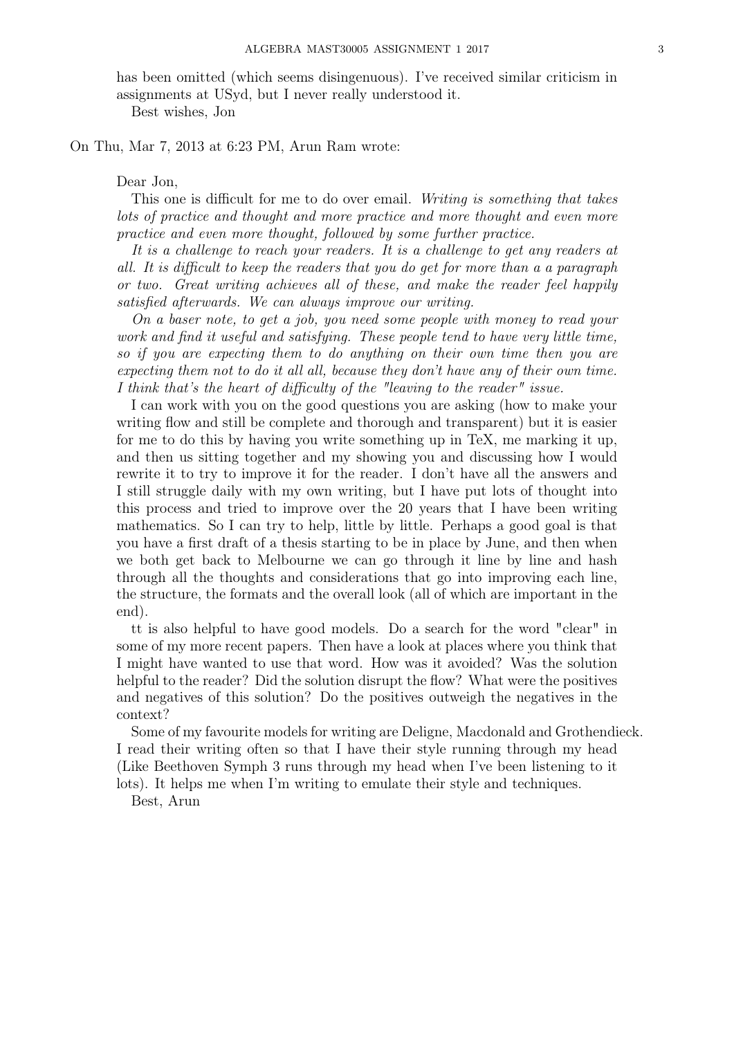has been omitted (which seems disingenuous). I've received similar criticism in assignments at USyd, but I never really understood it.

Best wishes, Jon

On Thu, Mar 7, 2013 at 6:23 PM, Arun Ram wrote:

> Dear Jon,
>
> This one is difficult for me to do over email. *Writing is something that takes lots of practice and thought and more practice and more thought and even more practice and even more thought, followed by some further practice.*
>
> *It is a challenge to reach your readers. It is a challenge to get any readers at all. It is difficult to keep the readers that you do get for more than a a paragraph or two. Great writing achieves all of these, and make the reader feel happily satisfied afterwards. We can always improve our writing.*
>
> *On a baser note, to get a job, you need some people with money to read your work and find it useful and satisfying. These people tend to have very little time, so if you are expecting them to do anything on their own time then you are expecting them not to do it all all, because they don't have any of their own time. I think that's the heart of difficulty of the "leaving to the reader" issue.*
>
> I can work with you on the good questions you are asking (how to make your writing flow and still be complete and thorough and transparent) but it is easier for me to do this by having you write something up in TeX, me marking it up, and then us sitting together and my showing you and discussing how I would rewrite it to try to improve it for the reader. I don't have all the answers and I still struggle daily with my own writing, but I have put lots of thought into this process and tried to improve over the 20 years that I have been writing mathematics. So I can try to help, little by little. Perhaps a good goal is that you have a first draft of a thesis starting to be in place by June, and then when we both get back to Melbourne we can go through it line by line and hash through all the thoughts and considerations that go into improving each line, the structure, the formats and the overall look (all of which are important in the end).
>
> tt is also helpful to have good models. Do a search for the word "clear" in some of my more recent papers. Then have a look at places where you think that I might have wanted to use that word. How was it avoided? Was the solution helpful to the reader? Did the solution disrupt the flow? What were the positives and negatives of this solution? Do the positives outweigh the negatives in the context?
>
> Some of my favourite models for writing are Deligne, Macdonald and Grothendieck. I read their writing often so that I have their style running through my head (Like Beethoven Symph 3 runs through my head when I've been listening to it lots). It helps me when I'm writing to emulate their style and techniques.
>
> Best, Arun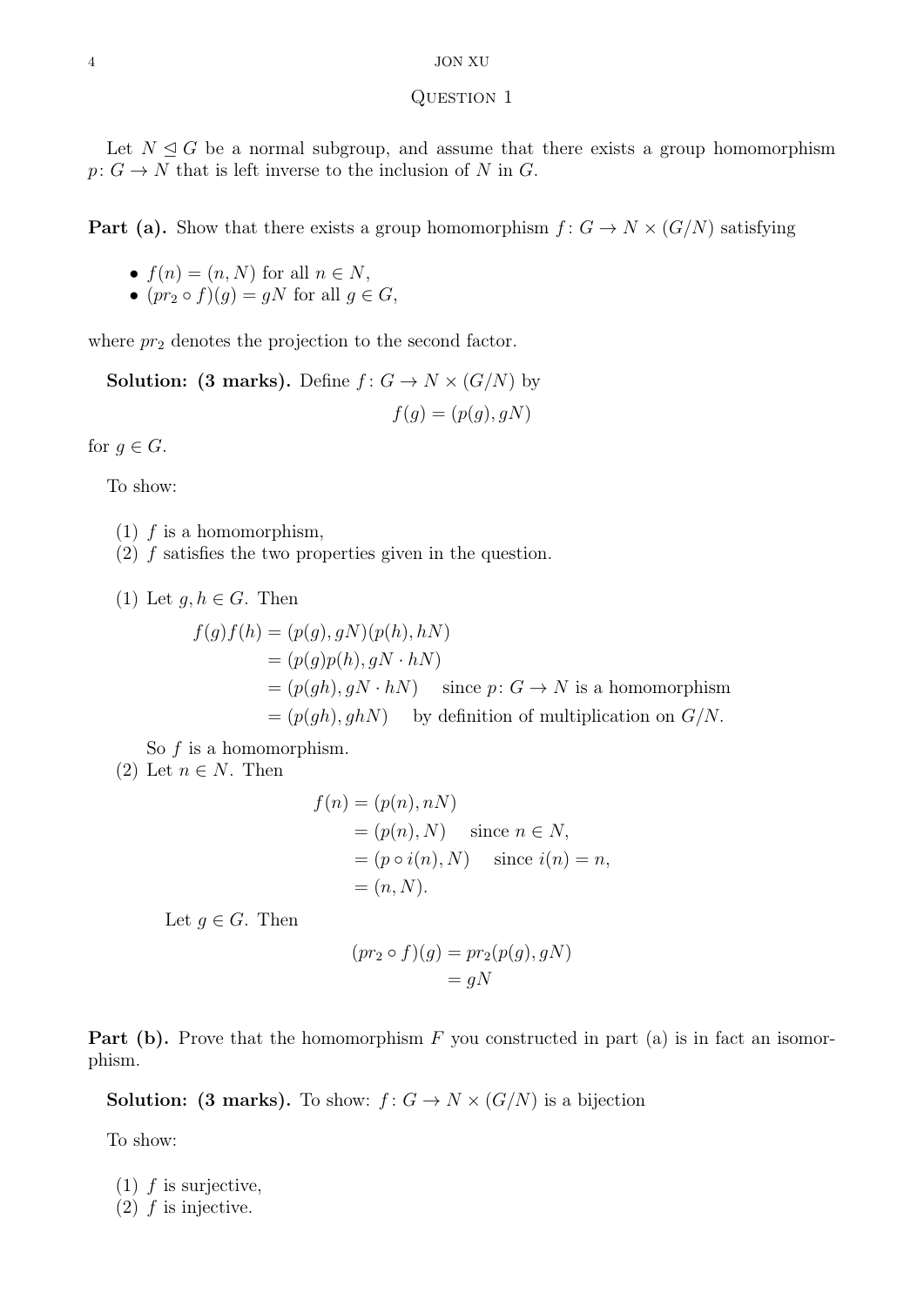## Question 1

Let $N \trianglelefteq G$ be a normal subgroup, and assume that there exists a group homomorphism $p\colon G \to N$ that is left inverse to the inclusion of $N$ in $G$.

**Part (a).** Show that there exists a group homomorphism $f\colon G \to N \times (G/N)$ satisfying

- $f(n) = (n, N)$ for all $n \in N$,
- $(pr_2 \circ f)(g) = gN$ for all $g \in G$,

where $pr_2$ denotes the projection to the second factor.

**Solution: (3 marks).** Define $f\colon G \to N \times (G/N)$ by

$$f(g) = (p(g), gN)$$

for $g \in G$.

To show:

(1) $f$ is a homomorphism,
(2) $f$ satisfies the two properties given in the question.

(1) Let $g, h \in G$. Then

$$\begin{aligned}
f(g)f(h) &= (p(g), gN)(p(h), hN) \\
&= (p(g)p(h), gN \cdot hN) \\
&= (p(gh), gN \cdot hN) \quad \text{since } p\colon G \to N \text{ is a homomorphism} \\
&= (p(gh), ghN) \quad \text{by definition of multiplication on } G/N.
\end{aligned}$$

So $f$ is a homomorphism.

(2) Let $n \in N$. Then

$$\begin{aligned}
f(n) &= (p(n), nN) \\
&= (p(n), N) \quad \text{since } n \in N, \\
&= (p \circ i(n), N) \quad \text{since } i(n) = n, \\
&= (n, N).
\end{aligned}$$

Let $g \in G$. Then

$$\begin{aligned}
(pr_2 \circ f)(g) &= pr_2(p(g), gN) \\
&= gN
\end{aligned}$$

**Part (b).** Prove that the homomorphism $F$ you constructed in part (a) is in fact an isomorphism.

**Solution: (3 marks).** To show: $f\colon G \to N \times (G/N)$ is a bijection

To show:

(1) $f$ is surjective,
(2) $f$ is injective.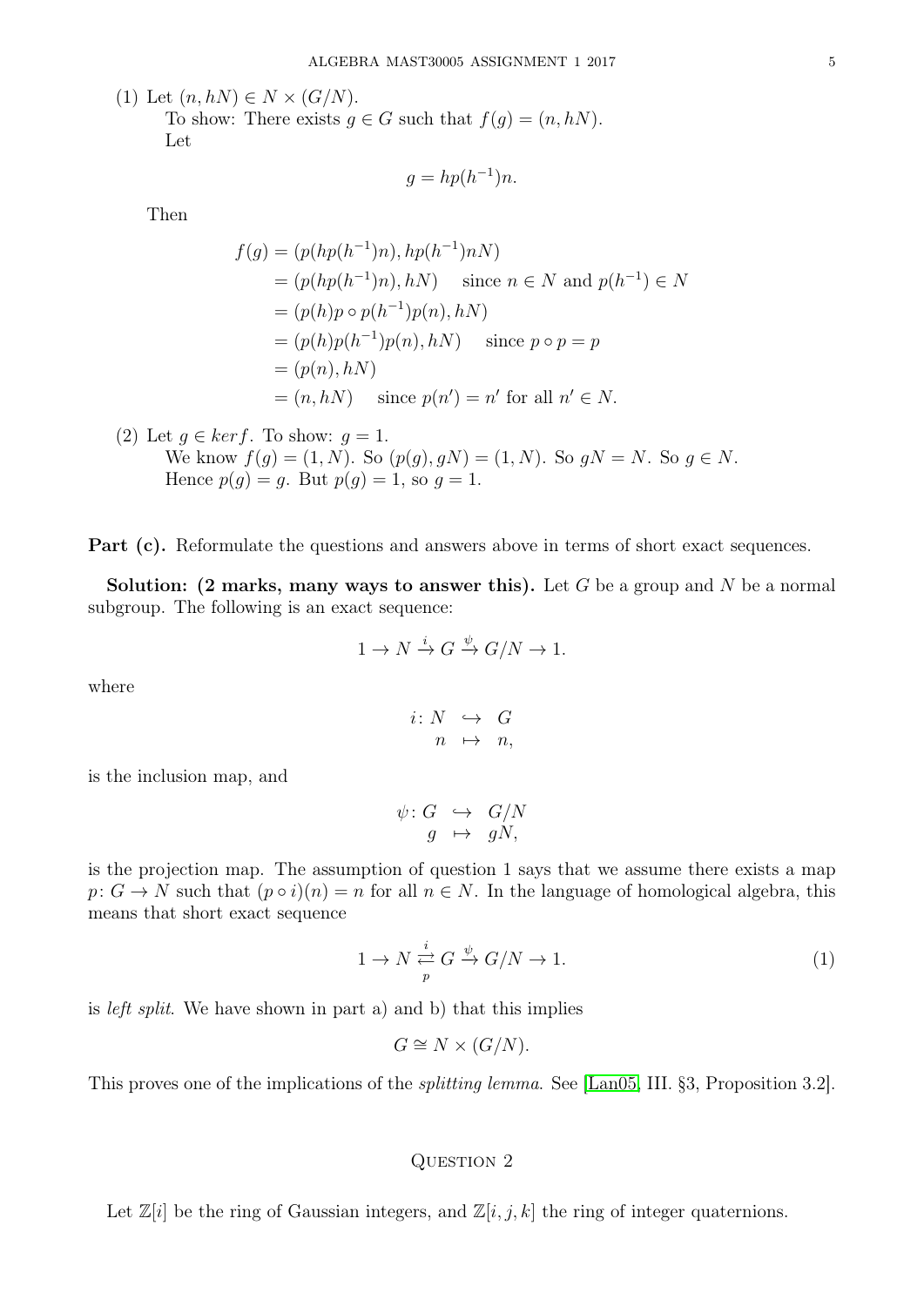(1) Let $(n, hN) \in N \times (G/N)$.
To show: There exists $g \in G$ such that $f(g) = (n, hN)$.
Let

$$g = hp(h^{-1})n.$$

Then

$$\begin{aligned}
f(g) &= (p(hp(h^{-1})n), hp(h^{-1})nN) \\
&= (p(hp(h^{-1})n), hN) \quad \text{since } n \in N \text{ and } p(h^{-1}) \in N \\
&= (p(h)p \circ p(h^{-1})p(n), hN) \\
&= (p(h)p(h^{-1})p(n), hN) \quad \text{since } p \circ p = p \\
&= (p(n), hN) \\
&= (n, hN) \quad \text{since } p(n') = n' \text{ for all } n' \in N.
\end{aligned}$$

(2) Let $g \in ker f$. To show: $g = 1$.
We know $f(g) = (1, N)$. So $(p(g), gN) = (1, N)$. So $gN = N$. So $g \in N$.
Hence $p(g) = g$. But $p(g) = 1$, so $g = 1$.

**Part (c).** Reformulate the questions and answers above in terms of short exact sequences.

**Solution: (2 marks, many ways to answer this).** Let $G$ be a group and $N$ be a normal subgroup. The following is an exact sequence:

$$1 \to N \xrightarrow{i} G \xrightarrow{\psi} G/N \to 1.$$

where

$$\begin{array}{rccc} i\colon & N & \hookrightarrow & G \\ & n & \mapsto & n, \end{array}$$

is the inclusion map, and

$$\begin{array}{rccc} \psi\colon & G & \hookrightarrow & G/N \\ & g & \mapsto & gN, \end{array}$$

is the projection map. The assumption of question 1 says that we assume there exists a map $p\colon G \to N$ such that $(p \circ i)(n) = n$ for all $n \in N$. In the language of homological algebra, this means that short exact sequence

$$1 \to N \underset{p}{\overset{i}{\rightleftarrows}} G \xrightarrow{\psi} G/N \to 1. \tag{1}$$

is *left split*. We have shown in part a) and b) that this implies

$$G \cong N \times (G/N).$$

This proves one of the implications of the *splitting lemma*. See [Lan05, III. §3, Proposition 3.2].

## Question 2

Let $\mathbb{Z}[i]$ be the ring of Gaussian integers, and $\mathbb{Z}[i, j, k]$ the ring of integer quaternions.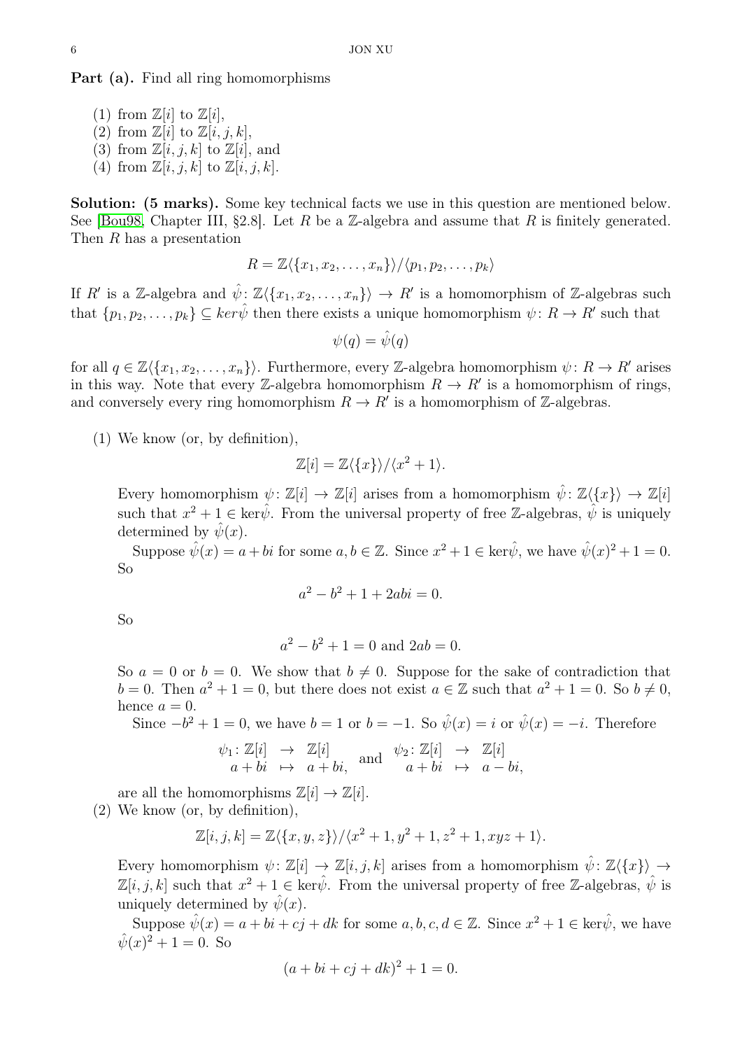**Part (a).** Find all ring homomorphisms

(1) from $\mathbb{Z}[i]$ to $\mathbb{Z}[i]$,
(2) from $\mathbb{Z}[i]$ to $\mathbb{Z}[i,j,k]$,
(3) from $\mathbb{Z}[i,j,k]$ to $\mathbb{Z}[i]$, and
(4) from $\mathbb{Z}[i,j,k]$ to $\mathbb{Z}[i,j,k]$.

**Solution: (5 marks).** Some key technical facts we use in this question are mentioned below. See [Bou98, Chapter III, §2.8]. Let $R$ be a $\mathbb{Z}$-algebra and assume that $R$ is finitely generated. Then $R$ has a presentation

$$R = \mathbb{Z}\langle\{x_1, x_2, \dots, x_n\}\rangle / \langle p_1, p_2, \dots, p_k\rangle$$

If $R'$ is a $\mathbb{Z}$-algebra and $\hat{\psi}\colon \mathbb{Z}\langle\{x_1, x_2, \dots, x_n\}\rangle \to R'$ is a homomorphism of $\mathbb{Z}$-algebras such that $\{p_1, p_2, \dots, p_k\} \subseteq ker\hat{\psi}$ then there exists a unique homomorphism $\psi\colon R \to R'$ such that

$$\psi(q) = \hat{\psi}(q)$$

for all $q \in \mathbb{Z}\langle\{x_1, x_2, \dots, x_n\}\rangle$. Furthermore, every $\mathbb{Z}$-algebra homomorphism $\psi\colon R \to R'$ arises in this way. Note that every $\mathbb{Z}$-algebra homomorphism $R \to R'$ is a homomorphism of rings, and conversely every ring homomorphism $R \to R'$ is a homomorphism of $\mathbb{Z}$-algebras.

(1) We know (or, by definition),

$$\mathbb{Z}[i] = \mathbb{Z}\langle\{x\}\rangle / \langle x^2 + 1\rangle.$$

Every homomorphism $\psi\colon \mathbb{Z}[i] \to \mathbb{Z}[i]$ arises from a homomorphism $\hat{\psi}\colon \mathbb{Z}\langle\{x\}\rangle \to \mathbb{Z}[i]$ such that $x^2 + 1 \in \ker\hat{\psi}$. From the universal property of free $\mathbb{Z}$-algebras, $\hat{\psi}$ is uniquely determined by $\hat{\psi}(x)$.

Suppose $\hat{\psi}(x) = a + bi$ for some $a, b \in \mathbb{Z}$. Since $x^2 + 1 \in \ker\hat{\psi}$, we have $\hat{\psi}(x)^2 + 1 = 0$. So

$$a^2 - b^2 + 1 + 2abi = 0.$$

So

$$a^2 - b^2 + 1 = 0 \text{ and } 2ab = 0.$$

So $a = 0$ or $b = 0$. We show that $b \neq 0$. Suppose for the sake of contradiction that $b = 0$. Then $a^2 + 1 = 0$, but there does not exist $a \in \mathbb{Z}$ such that $a^2 + 1 = 0$. So $b \neq 0$, hence $a = 0$.

Since $-b^2 + 1 = 0$, we have $b = 1$ or $b = -1$. So $\hat{\psi}(x) = i$ or $\hat{\psi}(x) = -i$. Therefore

$$\begin{array}{rccc} \psi_1\colon & \mathbb{Z}[i] & \to & \mathbb{Z}[i] \\ & a + bi & \mapsto & a + bi, \end{array} \quad \text{and} \quad \begin{array}{rccc} \psi_2\colon & \mathbb{Z}[i] & \to & \mathbb{Z}[i] \\ & a + bi & \mapsto & a - bi, \end{array}$$

are all the homomorphisms $\mathbb{Z}[i] \to \mathbb{Z}[i]$.

(2) We know (or, by definition),

$$\mathbb{Z}[i,j,k] = \mathbb{Z}\langle\{x, y, z\}\rangle / \langle x^2 + 1, y^2 + 1, z^2 + 1, xyz + 1\rangle.$$

Every homomorphism $\psi\colon \mathbb{Z}[i] \to \mathbb{Z}[i,j,k]$ arises from a homomorphism $\hat{\psi}\colon \mathbb{Z}\langle\{x\}\rangle \to \mathbb{Z}[i,j,k]$ such that $x^2 + 1 \in \ker\hat{\psi}$. From the universal property of free $\mathbb{Z}$-algebras, $\hat{\psi}$ is uniquely determined by $\hat{\psi}(x)$.

Suppose $\hat{\psi}(x) = a + bi + cj + dk$ for some $a, b, c, d \in \mathbb{Z}$. Since $x^2 + 1 \in \ker\hat{\psi}$, we have $\hat{\psi}(x)^2 + 1 = 0$. So

$$(a + bi + cj + dk)^2 + 1 = 0.$$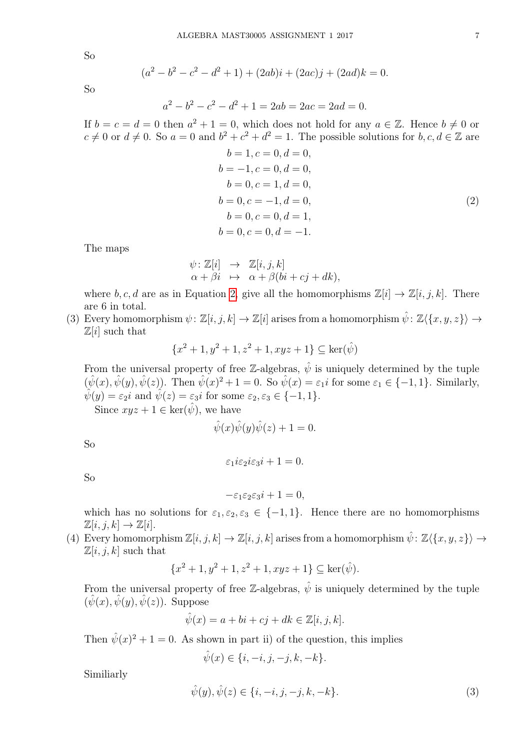So

$$(a^2 - b^2 - c^2 - d^2 + 1) + (2ab)i + (2ac)j + (2ad)k = 0.$$

So

$$a^2 - b^2 - c^2 - d^2 + 1 = 2ab = 2ac = 2ad = 0.$$

If $b = c = d = 0$ then $a^2 + 1 = 0$, which does not hold for any $a \in \mathbb{Z}$. Hence $b \neq 0$ or $c \neq 0$ or $d \neq 0$. So $a = 0$ and $b^2 + c^2 + d^2 = 1$. The possible solutions for $b, c, d \in \mathbb{Z}$ are

$$\begin{aligned}
b = 1, c = 0, d = 0,\\
b = -1, c = 0, d = 0,\\
b = 0, c = 1, d = 0,\\
b = 0, c = -1, d = 0,\\
b = 0, c = 0, d = 1,\\
b = 0, c = 0, d = -1.
\end{aligned} \tag{2}$$

The maps

$$\begin{array}{rcl}
\psi\colon \mathbb{Z}[i] & \to & \mathbb{Z}[i,j,k] \\
\alpha + \beta i & \mapsto & \alpha + \beta(bi + cj + dk),
\end{array}$$

where $b, c, d$ are as in Equation 2, give all the homomorphisms $\mathbb{Z}[i] \to \mathbb{Z}[i,j,k]$. There are 6 in total.

(3) Every homomorphism $\psi\colon \mathbb{Z}[i,j,k] \to \mathbb{Z}[i]$ arises from a homomorphism $\hat{\psi}\colon \mathbb{Z}\langle\{x,y,z\}\rangle \to \mathbb{Z}[i]$ such that

$$\{x^2+1, y^2+1, z^2+1, xyz+1\} \subseteq \ker(\hat{\psi})$$

From the universal property of free $\mathbb{Z}$-algebras, $\hat{\psi}$ is uniquely determined by the tuple $(\hat{\psi}(x), \hat{\psi}(y), \hat{\psi}(z))$. Then $\hat{\psi}(x)^2 + 1 = 0$. So $\hat{\psi}(x) = \varepsilon_1 i$ for some $\varepsilon_1 \in \{-1, 1\}$. Similarly, $\hat{\psi}(y) = \varepsilon_2 i$ and $\hat{\psi}(z) = \varepsilon_3 i$ for some $\varepsilon_2, \varepsilon_3 \in \{-1, 1\}$.

Since $xyz + 1 \in \ker(\hat{\psi})$, we have

$$\hat{\psi}(x)\hat{\psi}(y)\hat{\psi}(z) + 1 = 0.$$

So

$$\varepsilon_1 i \varepsilon_2 i \varepsilon_3 i + 1 = 0.$$

So

$$-\varepsilon_1\varepsilon_2\varepsilon_3 i + 1 = 0,$$

which has no solutions for $\varepsilon_1, \varepsilon_2, \varepsilon_3 \in \{-1, 1\}$. Hence there are no homomorphisms $\mathbb{Z}[i,j,k] \to \mathbb{Z}[i]$.

(4) Every homomorphism $\mathbb{Z}[i,j,k] \to \mathbb{Z}[i,j,k]$ arises from a homomorphism $\hat{\psi}\colon \mathbb{Z}\langle\{x,y,z\}\rangle \to \mathbb{Z}[i,j,k]$ such that

$$\{x^2+1, y^2+1, z^2+1, xyz+1\} \subseteq \ker(\hat{\psi}).$$

From the universal property of free $\mathbb{Z}$-algebras, $\hat{\psi}$ is uniquely determined by the tuple $(\hat{\psi}(x), \hat{\psi}(y), \hat{\psi}(z))$. Suppose

$$\hat{\psi}(x) = a + bi + cj + dk \in \mathbb{Z}[i,j,k].$$

Then $\hat{\psi}(x)^2 + 1 = 0$. As shown in part ii) of the question, this implies

$$\hat{\psi}(x) \in \{i, -i, j, -j, k, -k\}.$$

Similiarly

$$\hat{\psi}(y), \hat{\psi}(z) \in \{i, -i, j, -j, k, -k\}. \tag{3}$$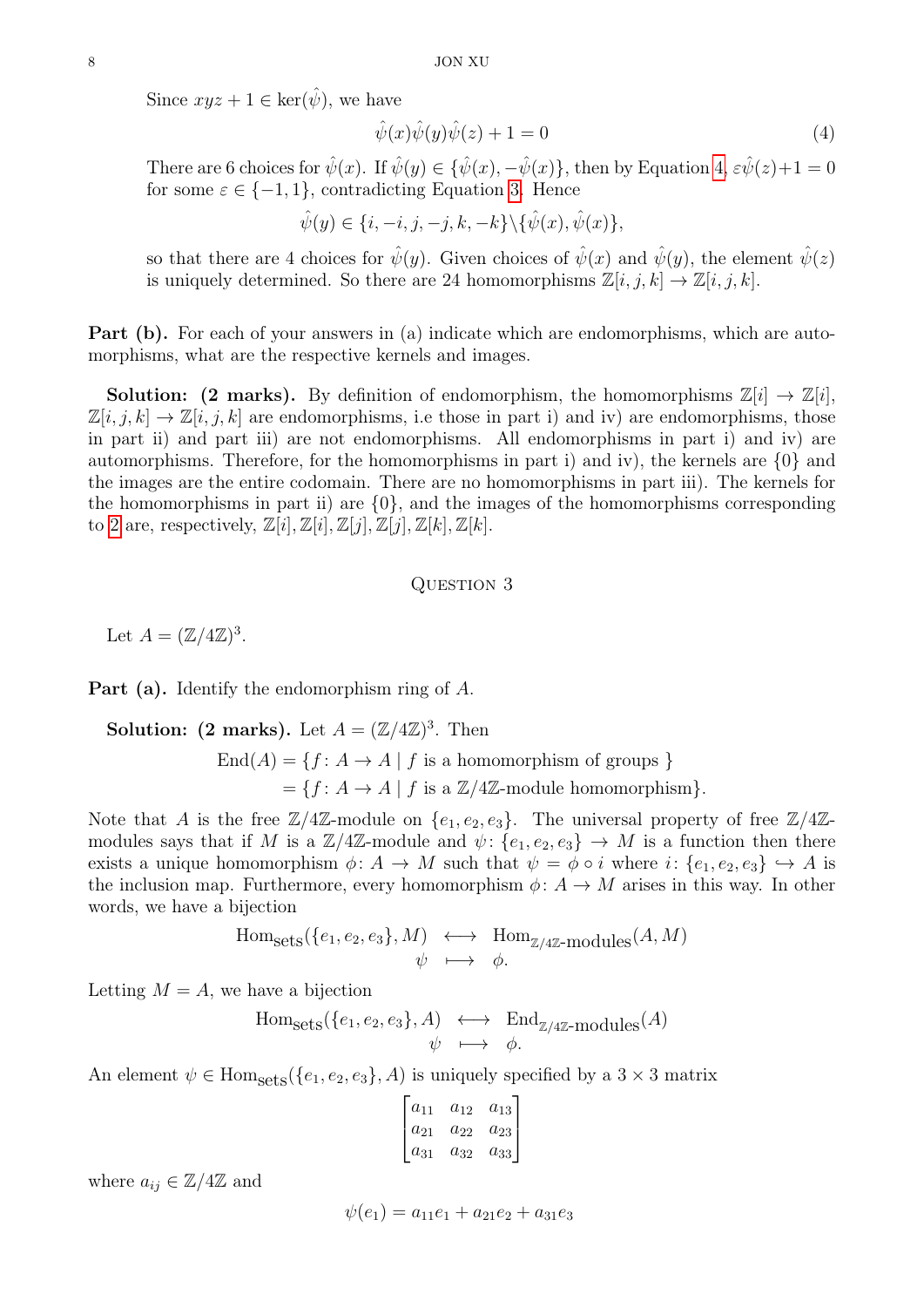Since $xyz + 1 \in \ker(\hat{\psi})$, we have

$$\hat{\psi}(x)\hat{\psi}(y)\hat{\psi}(z) + 1 = 0 \tag{4}$$

There are 6 choices for $\hat{\psi}(x)$. If $\hat{\psi}(y) \in \{\hat{\psi}(x), -\hat{\psi}(x)\}$, then by Equation 4, $\varepsilon\hat{\psi}(z)+1 = 0$ for some $\varepsilon \in \{-1, 1\}$, contradicting Equation 3. Hence

$$\hat{\psi}(y) \in \{i, -i, j, -j, k, -k\}\backslash\{\hat{\psi}(x), \hat{\psi}(x)\},$$

so that there are 4 choices for $\hat{\psi}(y)$. Given choices of $\hat{\psi}(x)$ and $\hat{\psi}(y)$, the element $\hat{\psi}(z)$ is uniquely determined. So there are 24 homomorphisms $\mathbb{Z}[i, j, k] \to \mathbb{Z}[i, j, k]$.

**Part (b).** For each of your answers in (a) indicate which are endomorphisms, which are automorphisms, what are the respective kernels and images.

**Solution: (2 marks).** By definition of endomorphism, the homomorphisms $\mathbb{Z}[i] \to \mathbb{Z}[i]$, $\mathbb{Z}[i, j, k] \to \mathbb{Z}[i, j, k]$ are endomorphisms, i.e those in part i) and iv) are endomorphisms, those in part ii) and part iii) are not endomorphisms. All endomorphisms in part i) and iv) are automorphisms. Therefore, for the homomorphisms in part i) and iv), the kernels are $\{0\}$ and the images are the entire codomain. There are no homomorphisms in part iii). The kernels for the homomorphisms in part ii) are $\{0\}$, and the images of the homomorphisms corresponding to 2 are, respectively, $\mathbb{Z}[i], \mathbb{Z}[i], \mathbb{Z}[j], \mathbb{Z}[j], \mathbb{Z}[k], \mathbb{Z}[k]$.

## Question 3

Let $A = (\mathbb{Z}/4\mathbb{Z})^3$.

**Part (a).** Identify the endomorphism ring of $A$.

**Solution: (2 marks).** Let $A = (\mathbb{Z}/4\mathbb{Z})^3$. Then

$$\begin{aligned}
\mathrm{End}(A) &= \{f \colon A \to A \mid f \text{ is a homomorphism of groups }\} \\
&= \{f \colon A \to A \mid f \text{ is a } \mathbb{Z}/4\mathbb{Z}\text{-module homomorphism}\}.
\end{aligned}$$

Note that $A$ is the free $\mathbb{Z}/4\mathbb{Z}$-module on $\{e_1, e_2, e_3\}$. The universal property of free $\mathbb{Z}/4\mathbb{Z}$-modules says that if $M$ is a $\mathbb{Z}/4\mathbb{Z}$-module and $\psi \colon \{e_1, e_2, e_3\} \to M$ is a function then there exists a unique homomorphism $\phi \colon A \to M$ such that $\psi = \phi \circ i$ where $i \colon \{e_1, e_2, e_3\} \hookrightarrow A$ is the inclusion map. Furthermore, every homomorphism $\phi \colon A \to M$ arises in this way. In other words, we have a bijection

$$\begin{array}{ccc}
\mathrm{Hom}_{\text{sets}}(\{e_1, e_2, e_3\}, M) & \longleftrightarrow & \mathrm{Hom}_{\mathbb{Z}/4\mathbb{Z}\text{-modules}}(A, M) \\
\psi & \longmapsto & \phi.
\end{array}$$

Letting $M = A$, we have a bijection

$$\begin{array}{ccc}
\mathrm{Hom}_{\text{sets}}(\{e_1, e_2, e_3\}, A) & \longleftrightarrow & \mathrm{End}_{\mathbb{Z}/4\mathbb{Z}\text{-modules}}(A) \\
\psi & \longmapsto & \phi.
\end{array}$$

An element $\psi \in \mathrm{Hom}_{\text{sets}}(\{e_1, e_2, e_3\}, A)$ is uniquely specified by a $3 \times 3$ matrix

$$\begin{bmatrix} a_{11} & a_{12} & a_{13} \\ a_{21} & a_{22} & a_{23} \\ a_{31} & a_{32} & a_{33} \end{bmatrix}$$

where $a_{ij} \in \mathbb{Z}/4\mathbb{Z}$ and

$$\psi(e_1) = a_{11}e_1 + a_{21}e_2 + a_{31}e_3$$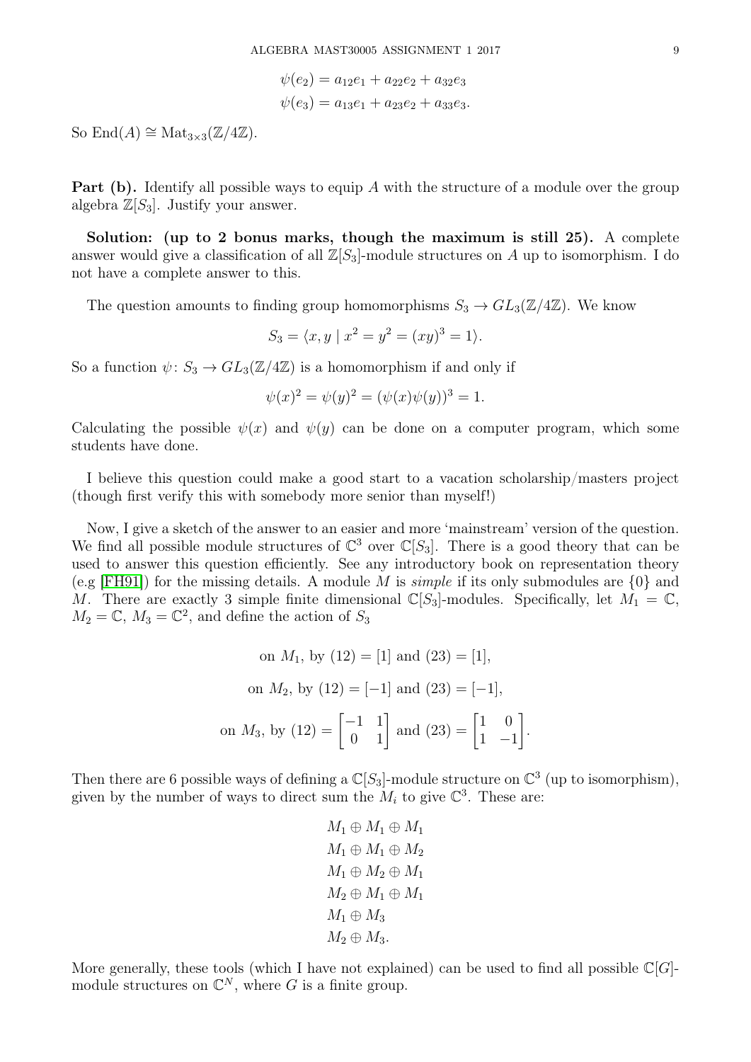$$\psi(e_2) = a_{12}e_1 + a_{22}e_2 + a_{32}e_3$$
$$\psi(e_3) = a_{13}e_1 + a_{23}e_2 + a_{33}e_3.$$

So $\mathrm{End}(A) \cong \mathrm{Mat}_{3\times 3}(\mathbb{Z}/4\mathbb{Z})$.

**Part (b).** Identify all possible ways to equip $A$ with the structure of a module over the group algebra $\mathbb{Z}[S_3]$. Justify your answer.

**Solution: (up to 2 bonus marks, though the maximum is still 25).** A complete answer would give a classification of all $\mathbb{Z}[S_3]$-module structures on $A$ up to isomorphism. I do not have a complete answer to this.

The question amounts to finding group homomorphisms $S_3 \to GL_3(\mathbb{Z}/4\mathbb{Z})$. We know

$$S_3 = \langle x, y \mid x^2 = y^2 = (xy)^3 = 1\rangle.$$

So a function $\psi\colon S_3 \to GL_3(\mathbb{Z}/4\mathbb{Z})$ is a homomorphism if and only if

$$\psi(x)^2 = \psi(y)^2 = (\psi(x)\psi(y))^3 = 1.$$

Calculating the possible $\psi(x)$ and $\psi(y)$ can be done on a computer program, which some students have done.

I believe this question could make a good start to a vacation scholarship/masters project (though first verify this with somebody more senior than myself!)

Now, I give a sketch of the answer to an easier and more 'mainstream' version of the question. We find all possible module structures of $\mathbb{C}^3$ over $\mathbb{C}[S_3]$. There is a good theory that can be used to answer this question efficiently. See any introductory book on representation theory (e.g [FH91]) for the missing details. A module $M$ is *simple* if its only submodules are $\{0\}$ and $M$. There are exactly 3 simple finite dimensional $\mathbb{C}[S_3]$-modules. Specifically, let $M_1 = \mathbb{C}$, $M_2 = \mathbb{C}$, $M_3 = \mathbb{C}^2$, and define the action of $S_3$

$$\text{on } M_1, \text{ by } (12) = [1] \text{ and } (23) = [1],$$

$$\text{on } M_2, \text{ by } (12) = [-1] \text{ and } (23) = [-1],$$

$$\text{on } M_3, \text{ by } (12) = \begin{bmatrix} -1 & 1 \\ 0 & 1 \end{bmatrix} \text{ and } (23) = \begin{bmatrix} 1 & 0 \\ 1 & -1 \end{bmatrix}.$$

Then there are 6 possible ways of defining a $\mathbb{C}[S_3]$-module structure on $\mathbb{C}^3$ (up to isomorphism), given by the number of ways to direct sum the $M_i$ to give $\mathbb{C}^3$. These are:

$$M_1 \oplus M_1 \oplus M_1$$
$$M_1 \oplus M_1 \oplus M_2$$
$$M_1 \oplus M_2 \oplus M_1$$
$$M_2 \oplus M_1 \oplus M_1$$
$$M_1 \oplus M_3$$
$$M_2 \oplus M_3.$$

More generally, these tools (which I have not explained) can be used to find all possible $\mathbb{C}[G]$-module structures on $\mathbb{C}^N$, where $G$ is a finite group.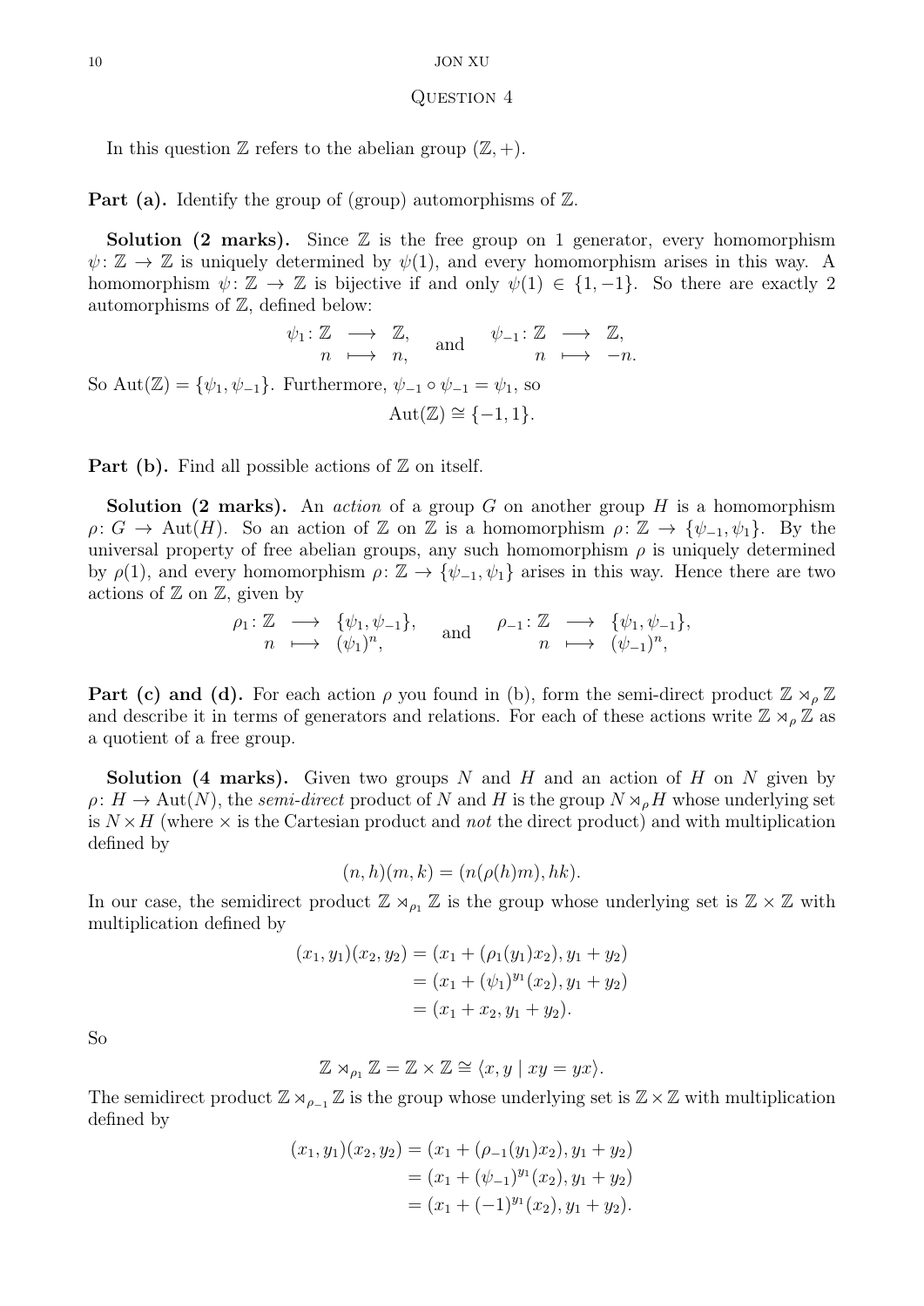## Question 4

In this question $\mathbb{Z}$ refers to the abelian group $(\mathbb{Z}, +)$.

**Part (a).** Identify the group of (group) automorphisms of $\mathbb{Z}$.

**Solution (2 marks).** Since $\mathbb{Z}$ is the free group on 1 generator, every homomorphism $\psi\colon \mathbb{Z} \to \mathbb{Z}$ is uniquely determined by $\psi(1)$, and every homomorphism arises in this way. A homomorphism $\psi\colon \mathbb{Z} \to \mathbb{Z}$ is bijective if and only $\psi(1) \in \{1, -1\}$. So there are exactly 2 automorphisms of $\mathbb{Z}$, defined below:

$$\begin{array}{rrcl} \psi_1\colon & \mathbb{Z} & \longrightarrow & \mathbb{Z}, \\ & n & \longmapsto & n, \end{array} \quad \text{and} \quad \begin{array}{rrcl} \psi_{-1}\colon & \mathbb{Z} & \longrightarrow & \mathbb{Z}, \\ & n & \longmapsto & -n. \end{array}$$

So $\operatorname{Aut}(\mathbb{Z}) = \{\psi_1, \psi_{-1}\}$. Furthermore, $\psi_{-1} \circ \psi_{-1} = \psi_1$, so

$$\operatorname{Aut}(\mathbb{Z}) \cong \{-1, 1\}.$$

**Part (b).** Find all possible actions of $\mathbb{Z}$ on itself.

**Solution (2 marks).** An *action* of a group $G$ on another group $H$ is a homomorphism $\rho\colon G \to \operatorname{Aut}(H)$. So an action of $\mathbb{Z}$ on $\mathbb{Z}$ is a homomorphism $\rho\colon \mathbb{Z} \to \{\psi_{-1}, \psi_1\}$. By the universal property of free abelian groups, any such homomorphism $\rho$ is uniquely determined by $\rho(1)$, and every homomorphism $\rho\colon \mathbb{Z} \to \{\psi_{-1}, \psi_1\}$ arises in this way. Hence there are two actions of $\mathbb{Z}$ on $\mathbb{Z}$, given by

$$\begin{array}{rrcl} \rho_1\colon & \mathbb{Z} & \longrightarrow & \{\psi_1, \psi_{-1}\}, \\ & n & \longmapsto & (\psi_1)^n, \end{array} \quad \text{and} \quad \begin{array}{rrcl} \rho_{-1}\colon & \mathbb{Z} & \longrightarrow & \{\psi_1, \psi_{-1}\}, \\ & n & \longmapsto & (\psi_{-1})^n, \end{array}$$

**Part (c) and (d).** For each action $\rho$ you found in (b), form the semi-direct product $\mathbb{Z} \rtimes_\rho \mathbb{Z}$ and describe it in terms of generators and relations. For each of these actions write $\mathbb{Z} \rtimes_\rho \mathbb{Z}$ as a quotient of a free group.

**Solution (4 marks).** Given two groups $N$ and $H$ and an action of $H$ on $N$ given by $\rho\colon H \to \operatorname{Aut}(N)$, the *semi-direct* product of $N$ and $H$ is the group $N \rtimes_\rho H$ whose underlying set is $N \times H$ (where $\times$ is the Cartesian product and *not* the direct product) and with multiplication defined by

$$(n, h)(m, k) = (n(\rho(h)m), hk).$$

In our case, the semidirect product $\mathbb{Z} \rtimes_{\rho_1} \mathbb{Z}$ is the group whose underlying set is $\mathbb{Z} \times \mathbb{Z}$ with multiplication defined by

$$\begin{aligned} (x_1, y_1)(x_2, y_2) &= (x_1 + (\rho_1(y_1)x_2), y_1 + y_2) \\ &= (x_1 + (\psi_1)^{y_1}(x_2), y_1 + y_2) \\ &= (x_1 + x_2, y_1 + y_2). \end{aligned}$$

So

$$\mathbb{Z} \rtimes_{\rho_1} \mathbb{Z} = \mathbb{Z} \times \mathbb{Z} \cong \langle x, y \mid xy = yx \rangle.$$

The semidirect product $\mathbb{Z} \rtimes_{\rho_{-1}} \mathbb{Z}$ is the group whose underlying set is $\mathbb{Z} \times \mathbb{Z}$ with multiplication defined by

$$\begin{aligned} (x_1, y_1)(x_2, y_2) &= (x_1 + (\rho_{-1}(y_1)x_2), y_1 + y_2) \\ &= (x_1 + (\psi_{-1})^{y_1}(x_2), y_1 + y_2) \\ &= (x_1 + (-1)^{y_1}(x_2), y_1 + y_2). \end{aligned}$$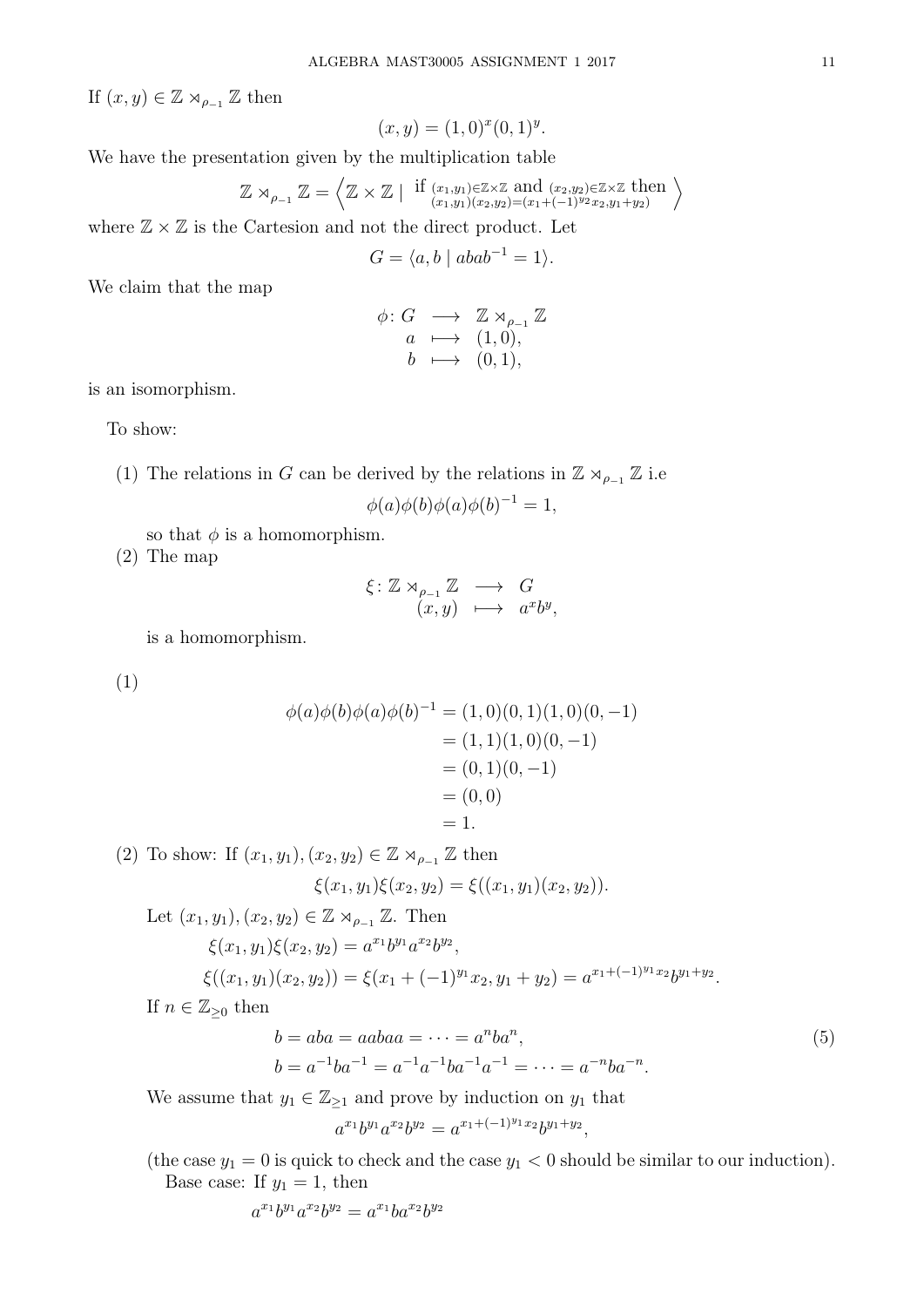If $(x, y) \in \mathbb{Z} \rtimes_{\rho_{-1}} \mathbb{Z}$ then

$$(x, y) = (1, 0)^x (0, 1)^y.$$

We have the presentation given by the multiplication table

$$\mathbb{Z} \rtimes_{\rho_{-1}} \mathbb{Z} = \left\langle \mathbb{Z} \times \mathbb{Z} \mid \begin{array}{c} \text{if } (x_1,y_1)\in\mathbb{Z}\times\mathbb{Z} \text{ and } (x_2,y_2)\in\mathbb{Z}\times\mathbb{Z} \text{ then} \\ (x_1,y_1)(x_2,y_2)=(x_1+(-1)^{y_2}x_2, y_1+y_2) \end{array} \right\rangle$$

where $\mathbb{Z} \times \mathbb{Z}$ is the Cartesion and not the direct product. Let

$$G = \langle a, b \mid abab^{-1} = 1 \rangle.$$

We claim that the map

$$\begin{array}{rccc} \phi \colon & G & \longrightarrow & \mathbb{Z} \rtimes_{\rho_{-1}} \mathbb{Z} \\ & a & \longmapsto & (1, 0), \\ & b & \longmapsto & (0, 1), \end{array}$$

is an isomorphism.

To show:

(1) The relations in $G$ can be derived by the relations in $\mathbb{Z} \rtimes_{\rho_{-1}} \mathbb{Z}$ i.e

$$\phi(a)\phi(b)\phi(a)\phi(b)^{-1} = 1,$$

so that $\phi$ is a homomorphism.

(2) The map

$$\begin{array}{rccc} \xi \colon & \mathbb{Z} \rtimes_{\rho_{-1}} \mathbb{Z} & \longrightarrow & G \\ & (x, y) & \longmapsto & a^x b^y, \end{array}$$

is a homomorphism.

(1)

$$\begin{aligned} \phi(a)\phi(b)\phi(a)\phi(b)^{-1} &= (1, 0)(0, 1)(1, 0)(0, -1) \\ &= (1, 1)(1, 0)(0, -1) \\ &= (0, 1)(0, -1) \\ &= (0, 0) \\ &= 1. \end{aligned}$$

(2) To show: If $(x_1, y_1), (x_2, y_2) \in \mathbb{Z} \rtimes_{\rho_{-1}} \mathbb{Z}$ then

$$\xi(x_1, y_1)\xi(x_2, y_2) = \xi((x_1, y_1)(x_2, y_2)).$$

Let $(x_1, y_1), (x_2, y_2) \in \mathbb{Z} \rtimes_{\rho_{-1}} \mathbb{Z}$. Then

$$\xi(x_1, y_1)\xi(x_2, y_2) = a^{x_1} b^{y_1} a^{x_2} b^{y_2},$$

$$\xi((x_1, y_1)(x_2, y_2)) = \xi(x_1 + (-1)^{y_1} x_2, y_1 + y_2) = a^{x_1 + (-1)^{y_1} x_2} b^{y_1 + y_2}.$$

If $n \in \mathbb{Z}_{\geq 0}$ then

$$\begin{aligned} b &= aba = aabaa = \cdots = a^n b a^n, \\ b &= a^{-1} b a^{-1} = a^{-1} a^{-1} b a^{-1} a^{-1} = \cdots = a^{-n} b a^{-n}. \end{aligned} \tag{5}$$

We assume that $y_1 \in \mathbb{Z}_{\geq 1}$ and prove by induction on $y_1$ that

$$a^{x_1} b^{y_1} a^{x_2} b^{y_2} = a^{x_1 + (-1)^{y_1} x_2} b^{y_1 + y_2},$$

(the case $y_1 = 0$ is quick to check and the case $y_1 < 0$ should be similar to our induction).

Base case: If $y_1 = 1$, then

$$a^{x_1} b^{y_1} a^{x_2} b^{y_2} = a^{x_1} b a^{x_2} b^{y_2}$$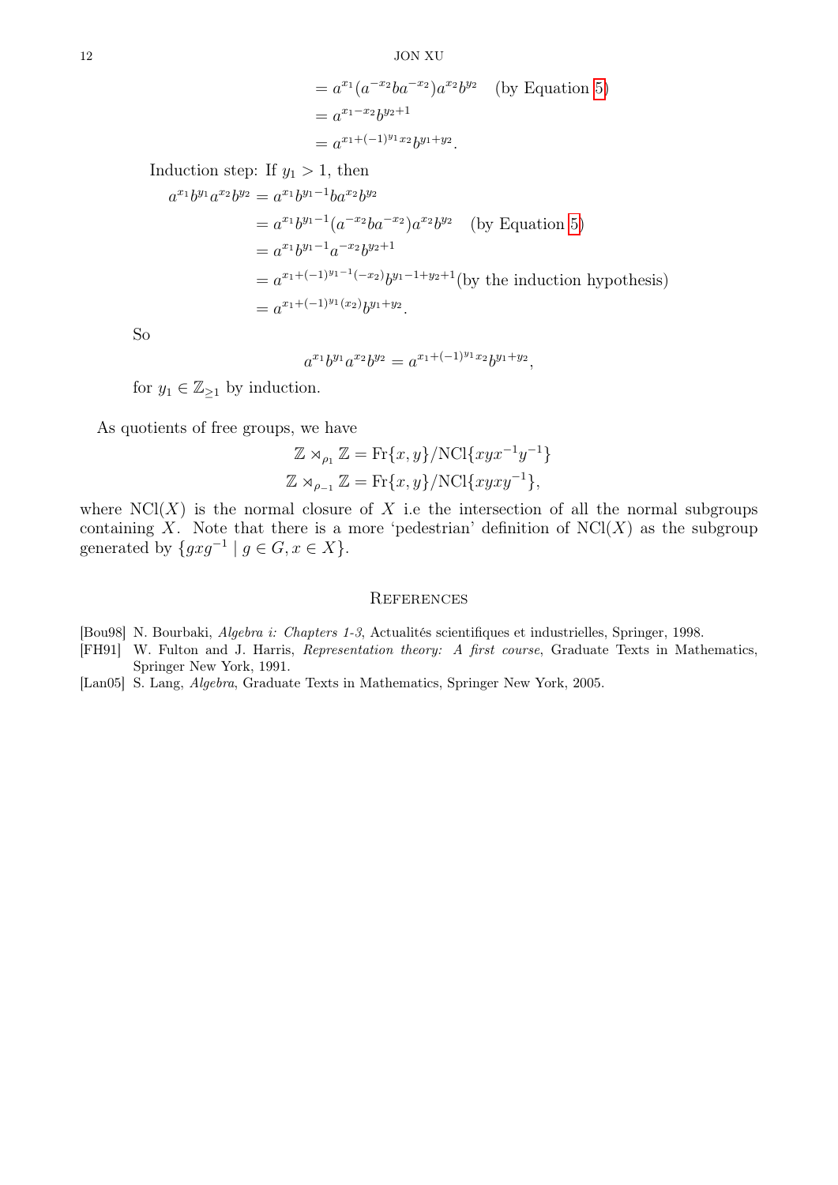$$= a^{x_1}(a^{-x_2}ba^{-x_2})a^{x_2}b^{y_2} \quad \text{(by Equation 5)}$$
$$= a^{x_1-x_2}b^{y_2+1}$$
$$= a^{x_1+(-1)^{y_1}x_2}b^{y_1+y_2}.$$

Induction step: If $y_1 > 1$, then

$$\begin{aligned}
a^{x_1}b^{y_1}a^{x_2}b^{y_2} &= a^{x_1}b^{y_1-1}ba^{x_2}b^{y_2} \\
&= a^{x_1}b^{y_1-1}(a^{-x_2}ba^{-x_2})a^{x_2}b^{y_2} \quad \text{(by Equation 5)} \\
&= a^{x_1}b^{y_1-1}a^{-x_2}b^{y_2+1} \\
&= a^{x_1+(-1)^{y_1-1}(-x_2)}b^{y_1-1+y_2+1} \text{(by the induction hypothesis)} \\
&= a^{x_1+(-1)^{y_1}(x_2)}b^{y_1+y_2}.
\end{aligned}$$

So

$$a^{x_1}b^{y_1}a^{x_2}b^{y_2} = a^{x_1+(-1)^{y_1}x_2}b^{y_1+y_2},$$

for $y_1 \in \mathbb{Z}_{\geq 1}$ by induction.

As quotients of free groups, we have

$$\mathbb{Z} \rtimes_{\rho_1} \mathbb{Z} = \text{Fr}\{x, y\}/\text{NCl}\{xyx^{-1}y^{-1}\}$$
$$\mathbb{Z} \rtimes_{\rho_{-1}} \mathbb{Z} = \text{Fr}\{x, y\}/\text{NCl}\{xyxy^{-1}\},$$

where $\text{NCl}(X)$ is the normal closure of $X$ i.e the intersection of all the normal subgroups containing $X$. Note that there is a more 'pedestrian' definition of $\text{NCl}(X)$ as the subgroup generated by $\{gxg^{-1} \mid g \in G, x \in X\}$.

## References

[Bou98] N. Bourbaki, *Algebra i: Chapters 1-3*, Actualités scientifiques et industrielles, Springer, 1998.

[FH91] W. Fulton and J. Harris, *Representation theory: A first course*, Graduate Texts in Mathematics, Springer New York, 1991.

[Lan05] S. Lang, *Algebra*, Graduate Texts in Mathematics, Springer New York, 2005.